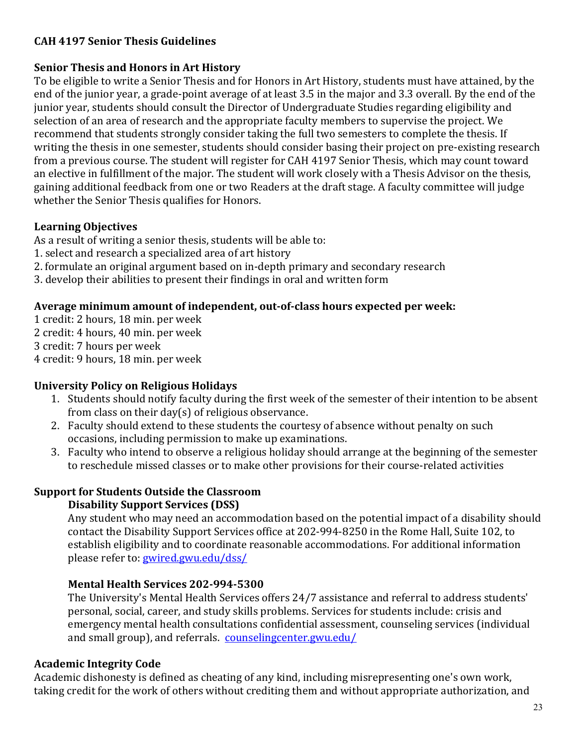**CAH 4197 Senior Thesis Guidelines**

**Senior Thesis and Honors in Art History**

To be eligible to write a Senior Thesis and for Honors in Art History, students must have attained, by the end of the junior year, a grade-point average of at least 3.5 in the major and 3.3 overall. By the end of the junior year, students should consult the Director of Undergraduate Studies regarding eligibility and selection of an area of research and the appropriate faculty members to supervise the project. We recommend that students strongly consider taking the full two semesters to complete the thesis. If writing the thesis in one semester, students should consider basing their project on pre-existing research from a previous course. The student will register for CAH 4197 Senior Thesis, which may count toward an elective in fulfillment of the major. The student will work closely with a Thesis Advisor on the thesis, gaining additional feedback from one or two Readers at the draft stage. A faculty committee will judge whether the Senior Thesis qualifies for Honors.

**Learning Objectives**

As a result of writing a senior thesis, students will be able to:
1. select and research a specialized area of art history
2. formulate an original argument based on in-depth primary and secondary research
3. develop their abilities to present their findings in oral and written form

**Average minimum amount of independent, out-of-class hours expected per week:**

1 credit: 2 hours, 18 min. per week
2 credit: 4 hours, 40 min. per week
3 credit: 7 hours per week
4 credit: 9 hours, 18 min. per week

**University Policy on Religious Holidays**

1. Students should notify faculty during the first week of the semester of their intention to be absent from class on their day(s) of religious observance.
2. Faculty should extend to these students the courtesy of absence without penalty on such occasions, including permission to make up examinations.
3. Faculty who intend to observe a religious holiday should arrange at the beginning of the semester to reschedule missed classes or to make other provisions for their course-related activities

**Support for Students Outside the Classroom**

**Disability Support Services (DSS)**

Any student who may need an accommodation based on the potential impact of a disability should contact the Disability Support Services office at 202-994-8250 in the Rome Hall, Suite 102, to establish eligibility and to coordinate reasonable accommodations. For additional information please refer to: [gwired.gwu.edu/dss/](gwired.gwu.edu/dss/)

**Mental Health Services 202-994-5300**

The University's Mental Health Services offers 24/7 assistance and referral to address students' personal, social, career, and study skills problems. Services for students include: crisis and emergency mental health consultations confidential assessment, counseling services (individual and small group), and referrals. [counselingcenter.gwu.edu/](counselingcenter.gwu.edu/)

**Academic Integrity Code**

Academic dishonesty is defined as cheating of any kind, including misrepresenting one's own work, taking credit for the work of others without crediting them and without appropriate authorization, and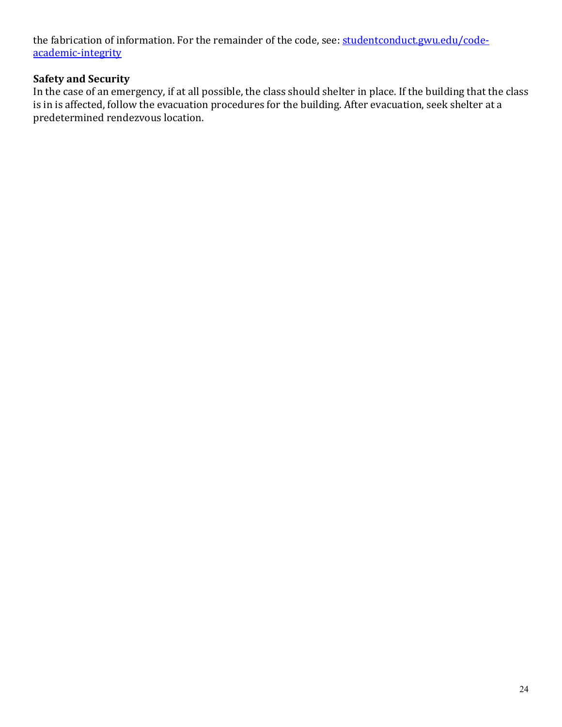the fabrication of information. For the remainder of the code, see: [studentconduct.gwu.edu/code-academic-integrity](studentconduct.gwu.edu/code-academic-integrity)

**Safety and Security**

In the case of an emergency, if at all possible, the class should shelter in place. If the building that the class is in is affected, follow the evacuation procedures for the building. After evacuation, seek shelter at a predetermined rendezvous location.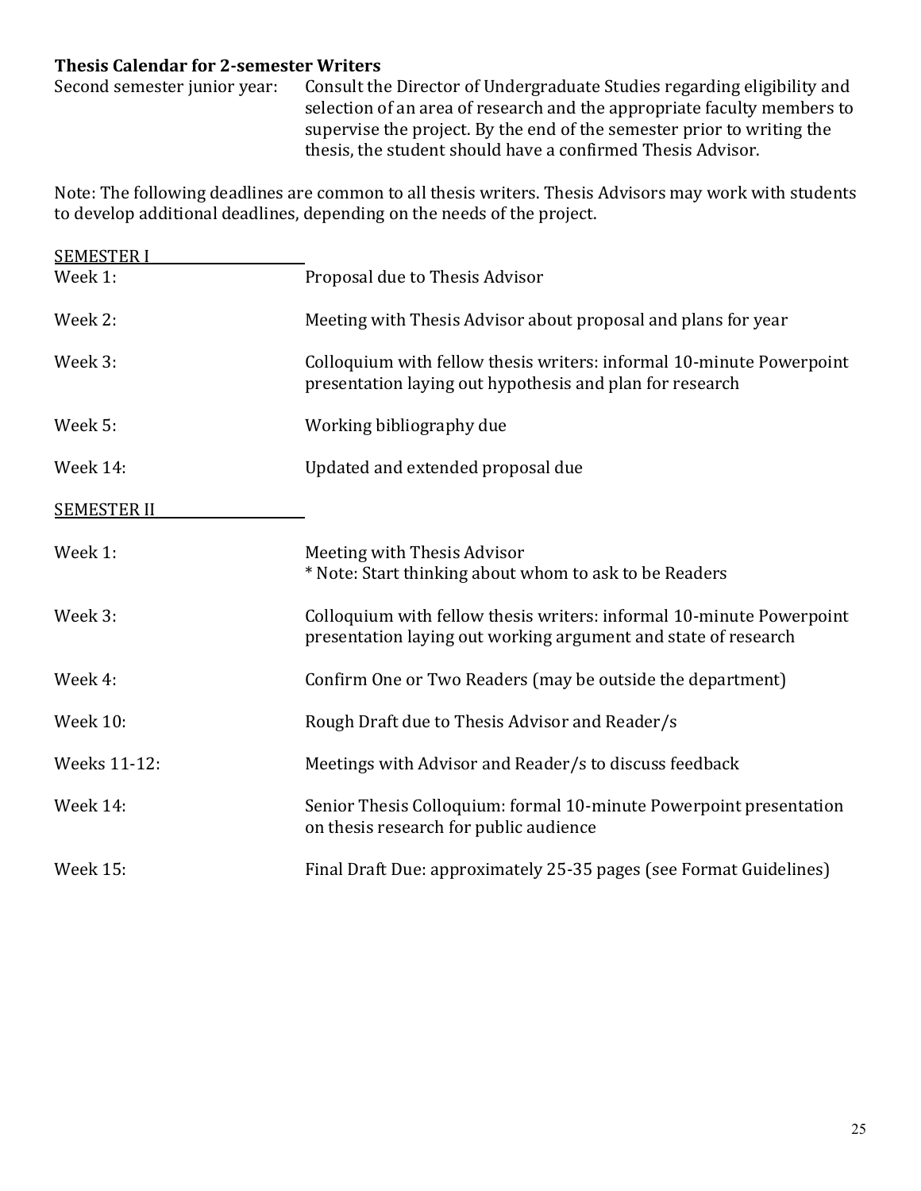**Thesis Calendar for 2-semester Writers**

Second semester junior year: Consult the Director of Undergraduate Studies regarding eligibility and selection of an area of research and the appropriate faculty members to supervise the project. By the end of the semester prior to writing the thesis, the student should have a confirmed Thesis Advisor.

Note: The following deadlines are common to all thesis writers. Thesis Advisors may work with students to develop additional deadlines, depending on the needs of the project.

<u>SEMESTER I</u>

| | |
|---|---|
| Week 1: | Proposal due to Thesis Advisor |
| Week 2: | Meeting with Thesis Advisor about proposal and plans for year |
| Week 3: | Colloquium with fellow thesis writers: informal 10-minute Powerpoint presentation laying out hypothesis and plan for research |
| Week 5: | Working bibliography due |
| Week 14: | Updated and extended proposal due |

<u>SEMESTER II</u>

| | |
|---|---|
| Week 1: | Meeting with Thesis Advisor<br>* Note: Start thinking about whom to ask to be Readers |
| Week 3: | Colloquium with fellow thesis writers: informal 10-minute Powerpoint presentation laying out working argument and state of research |
| Week 4: | Confirm One or Two Readers (may be outside the department) |
| Week 10: | Rough Draft due to Thesis Advisor and Reader/s |
| Weeks 11-12: | Meetings with Advisor and Reader/s to discuss feedback |
| Week 14: | Senior Thesis Colloquium: formal 10-minute Powerpoint presentation on thesis research for public audience |
| Week 15: | Final Draft Due: approximately 25-35 pages (see Format Guidelines) |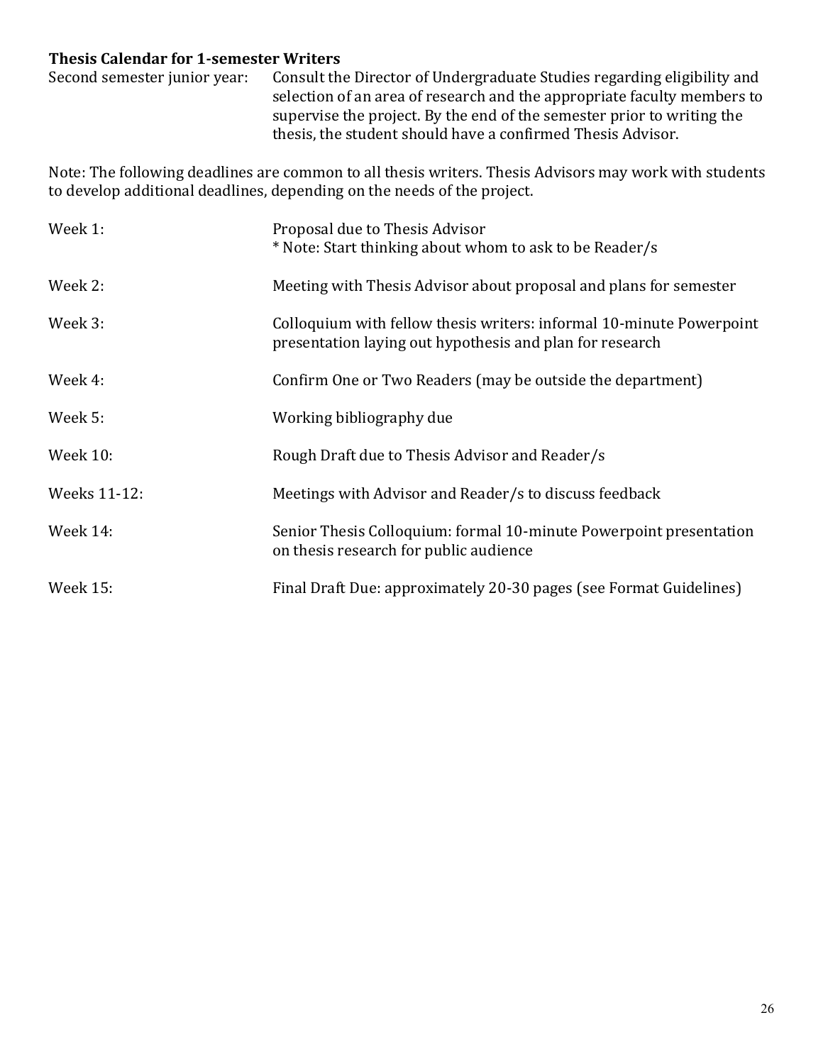**Thesis Calendar for 1-semester Writers**

| | |
|---|---|
| Second semester junior year: | Consult the Director of Undergraduate Studies regarding eligibility and selection of an area of research and the appropriate faculty members to supervise the project. By the end of the semester prior to writing the thesis, the student should have a confirmed Thesis Advisor. |

Note: The following deadlines are common to all thesis writers. Thesis Advisors may work with students to develop additional deadlines, depending on the needs of the project.

| | |
|---|---|
| Week 1: | Proposal due to Thesis Advisor<br>* Note: Start thinking about whom to ask to be Reader/s |
| Week 2: | Meeting with Thesis Advisor about proposal and plans for semester |
| Week 3: | Colloquium with fellow thesis writers: informal 10-minute Powerpoint presentation laying out hypothesis and plan for research |
| Week 4: | Confirm One or Two Readers (may be outside the department) |
| Week 5: | Working bibliography due |
| Week 10: | Rough Draft due to Thesis Advisor and Reader/s |
| Weeks 11-12: | Meetings with Advisor and Reader/s to discuss feedback |
| Week 14: | Senior Thesis Colloquium: formal 10-minute Powerpoint presentation on thesis research for public audience |
| Week 15: | Final Draft Due: approximately 20-30 pages (see Format Guidelines) |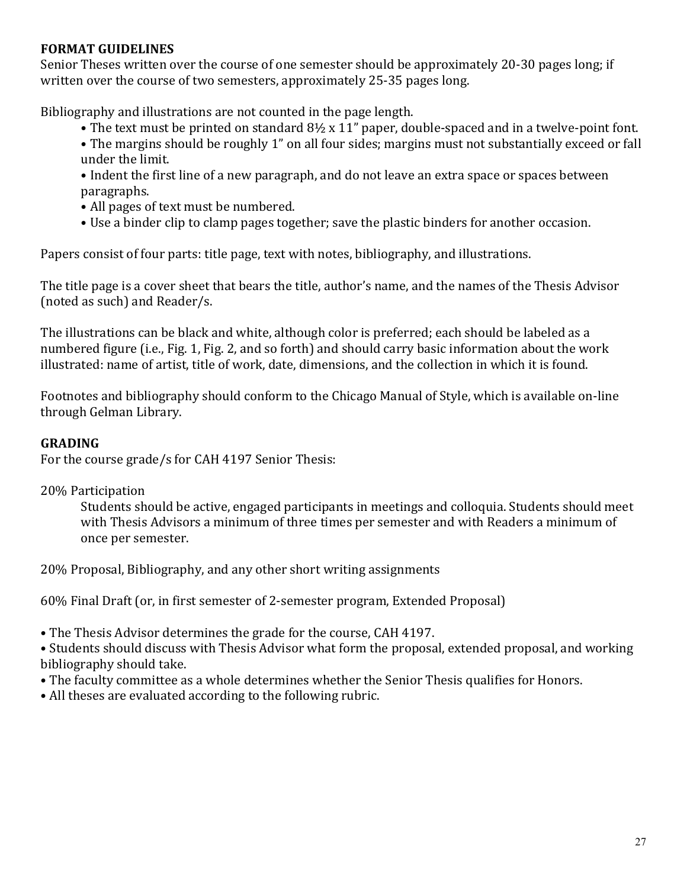## FORMAT GUIDELINES

Senior Theses written over the course of one semester should be approximately 20-30 pages long; if written over the course of two semesters, approximately 25-35 pages long.

Bibliography and illustrations are not counted in the page length.

- The text must be printed on standard 8½ x 11" paper, double-spaced and in a twelve-point font.
- The margins should be roughly 1" on all four sides; margins must not substantially exceed or fall under the limit.
- Indent the first line of a new paragraph, and do not leave an extra space or spaces between paragraphs.
- All pages of text must be numbered.
- Use a binder clip to clamp pages together; save the plastic binders for another occasion.

Papers consist of four parts: title page, text with notes, bibliography, and illustrations.

The title page is a cover sheet that bears the title, author's name, and the names of the Thesis Advisor (noted as such) and Reader/s.

The illustrations can be black and white, although color is preferred; each should be labeled as a numbered figure (i.e., Fig. 1, Fig. 2, and so forth) and should carry basic information about the work illustrated: name of artist, title of work, date, dimensions, and the collection in which it is found.

Footnotes and bibliography should conform to the Chicago Manual of Style, which is available on-line through Gelman Library.

## GRADING

For the course grade/s for CAH 4197 Senior Thesis:

20% Participation

Students should be active, engaged participants in meetings and colloquia. Students should meet with Thesis Advisors a minimum of three times per semester and with Readers a minimum of once per semester.

20% Proposal, Bibliography, and any other short writing assignments

60% Final Draft (or, in first semester of 2-semester program, Extended Proposal)

- The Thesis Advisor determines the grade for the course, CAH 4197.
- Students should discuss with Thesis Advisor what form the proposal, extended proposal, and working bibliography should take.
- The faculty committee as a whole determines whether the Senior Thesis qualifies for Honors.
- All theses are evaluated according to the following rubric.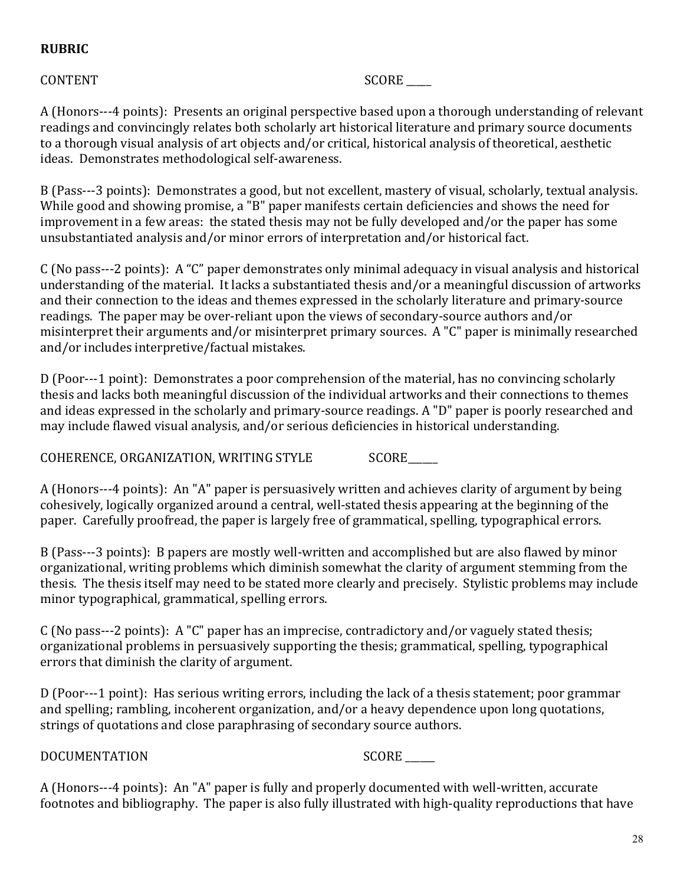**RUBRIC**

CONTENT SCORE _____

A (Honors---4 points): Presents an original perspective based upon a thorough understanding of relevant readings and convincingly relates both scholarly art historical literature and primary source documents to a thorough visual analysis of art objects and/or critical, historical analysis of theoretical, aesthetic ideas. Demonstrates methodological self-awareness.

B (Pass---3 points): Demonstrates a good, but not excellent, mastery of visual, scholarly, textual analysis. While good and showing promise, a "B" paper manifests certain deficiencies and shows the need for improvement in a few areas: the stated thesis may not be fully developed and/or the paper has some unsubstantiated analysis and/or minor errors of interpretation and/or historical fact.

C (No pass---2 points): A "C" paper demonstrates only minimal adequacy in visual analysis and historical understanding of the material. It lacks a substantiated thesis and/or a meaningful discussion of artworks and their connection to the ideas and themes expressed in the scholarly literature and primary-source readings. The paper may be over-reliant upon the views of secondary-source authors and/or misinterpret their arguments and/or misinterpret primary sources. A "C" paper is minimally researched and/or includes interpretive/factual mistakes.

D (Poor---1 point): Demonstrates a poor comprehension of the material, has no convincing scholarly thesis and lacks both meaningful discussion of the individual artworks and their connections to themes and ideas expressed in the scholarly and primary-source readings. A "D" paper is poorly researched and may include flawed visual analysis, and/or serious deficiencies in historical understanding.

COHERENCE, ORGANIZATION, WRITING STYLE SCORE______

A (Honors---4 points): An "A" paper is persuasively written and achieves clarity of argument by being cohesively, logically organized around a central, well-stated thesis appearing at the beginning of the paper. Carefully proofread, the paper is largely free of grammatical, spelling, typographical errors.

B (Pass---3 points): B papers are mostly well-written and accomplished but are also flawed by minor organizational, writing problems which diminish somewhat the clarity of argument stemming from the thesis. The thesis itself may need to be stated more clearly and precisely. Stylistic problems may include minor typographical, grammatical, spelling errors.

C (No pass---2 points): A "C" paper has an imprecise, contradictory and/or vaguely stated thesis; organizational problems in persuasively supporting the thesis; grammatical, spelling, typographical errors that diminish the clarity of argument.

D (Poor---1 point): Has serious writing errors, including the lack of a thesis statement; poor grammar and spelling; rambling, incoherent organization, and/or a heavy dependence upon long quotations, strings of quotations and close paraphrasing of secondary source authors.

DOCUMENTATION SCORE ______

A (Honors---4 points): An "A" paper is fully and properly documented with well-written, accurate footnotes and bibliography. The paper is also fully illustrated with high-quality reproductions that have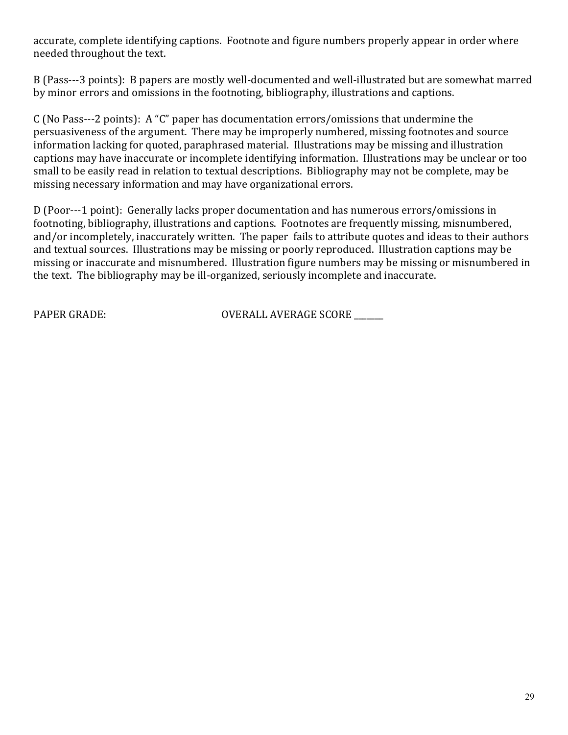accurate, complete identifying captions. Footnote and figure numbers properly appear in order where needed throughout the text.

B (Pass---3 points): B papers are mostly well-documented and well-illustrated but are somewhat marred by minor errors and omissions in the footnoting, bibliography, illustrations and captions.

C (No Pass---2 points): A "C" paper has documentation errors/omissions that undermine the persuasiveness of the argument. There may be improperly numbered, missing footnotes and source information lacking for quoted, paraphrased material. Illustrations may be missing and illustration captions may have inaccurate or incomplete identifying information. Illustrations may be unclear or too small to be easily read in relation to textual descriptions. Bibliography may not be complete, may be missing necessary information and may have organizational errors.

D (Poor---1 point): Generally lacks proper documentation and has numerous errors/omissions in footnoting, bibliography, illustrations and captions. Footnotes are frequently missing, misnumbered, and/or incompletely, inaccurately written. The paper fails to attribute quotes and ideas to their authors and textual sources. Illustrations may be missing or poorly reproduced. Illustration captions may be missing or inaccurate and misnumbered. Illustration figure numbers may be missing or misnumbered in the text. The bibliography may be ill-organized, seriously incomplete and inaccurate.

PAPER GRADE: OVERALL AVERAGE SCORE _______